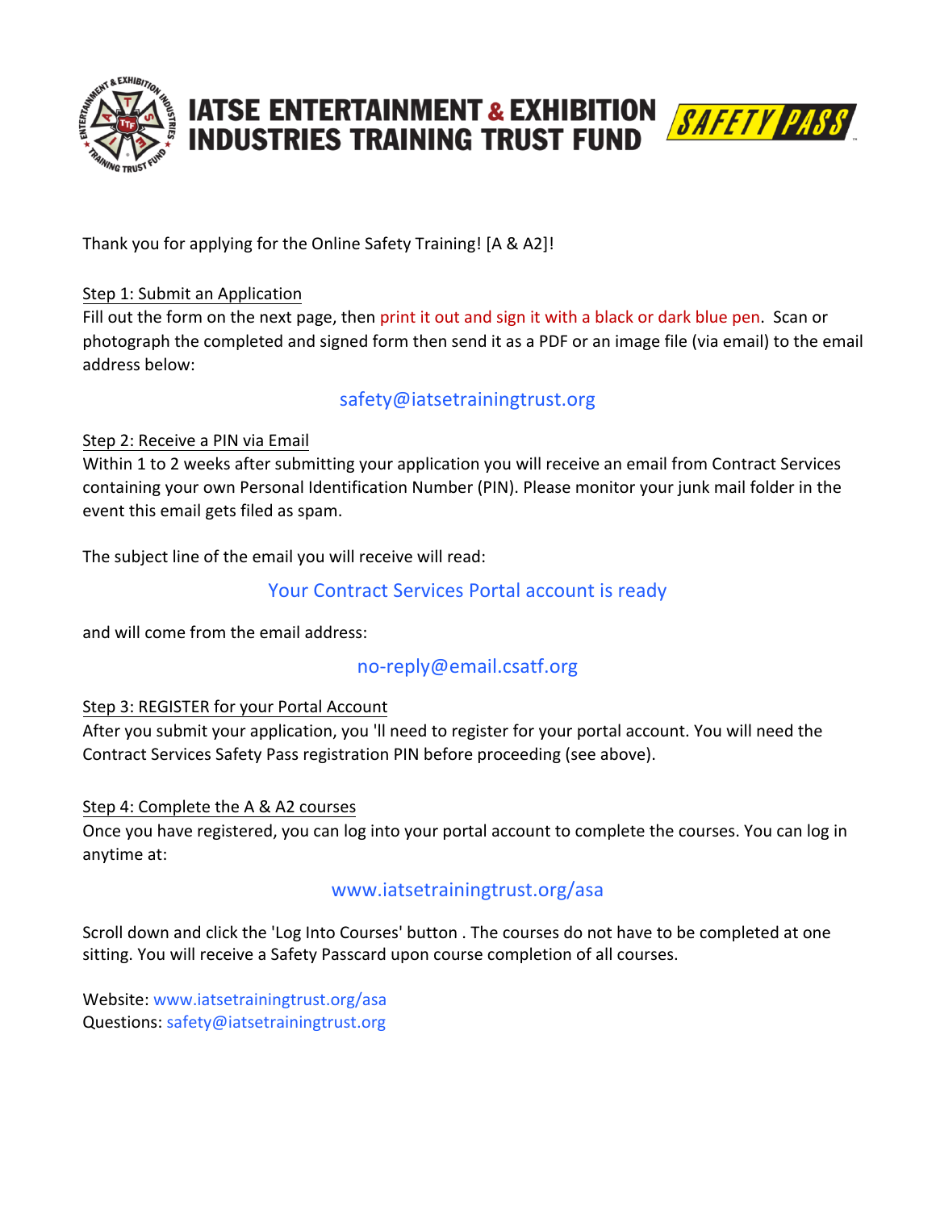# IATSE ENTERTAINMENT & EXHIBITION INDUSTRIES TRAINING TRUST FUND

SAFETY PASS™

Thank you for applying for the Online Safety Training! [A & A2]!

Step 1: Submit an Application

Fill out the form on the next page, then print it out and sign it with a black or dark blue pen. Scan or photograph the completed and signed form then send it as a PDF or an image file (via email) to the email address below:

safety@iatsetrainingtrust.org

Step 2: Receive a PIN via Email

Within 1 to 2 weeks after submitting your application you will receive an email from Contract Services containing your own Personal Identification Number (PIN). Please monitor your junk mail folder in the event this email gets filed as spam.

The subject line of the email you will receive will read:

Your Contract Services Portal account is ready

and will come from the email address:

no-reply@email.csatf.org

Step 3: REGISTER for your Portal Account

After you submit your application, you 'll need to register for your portal account. You will need the Contract Services Safety Pass registration PIN before proceeding (see above).

Step 4: Complete the A & A2 courses

Once you have registered, you can log into your portal account to complete the courses. You can log in anytime at:

www.iatsetrainingtrust.org/asa

Scroll down and click the 'Log Into Courses' button . The courses do not have to be completed at one sitting. You will receive a Safety Passcard upon course completion of all courses.

Website: www.iatsetrainingtrust.org/asa
Questions: safety@iatsetrainingtrust.org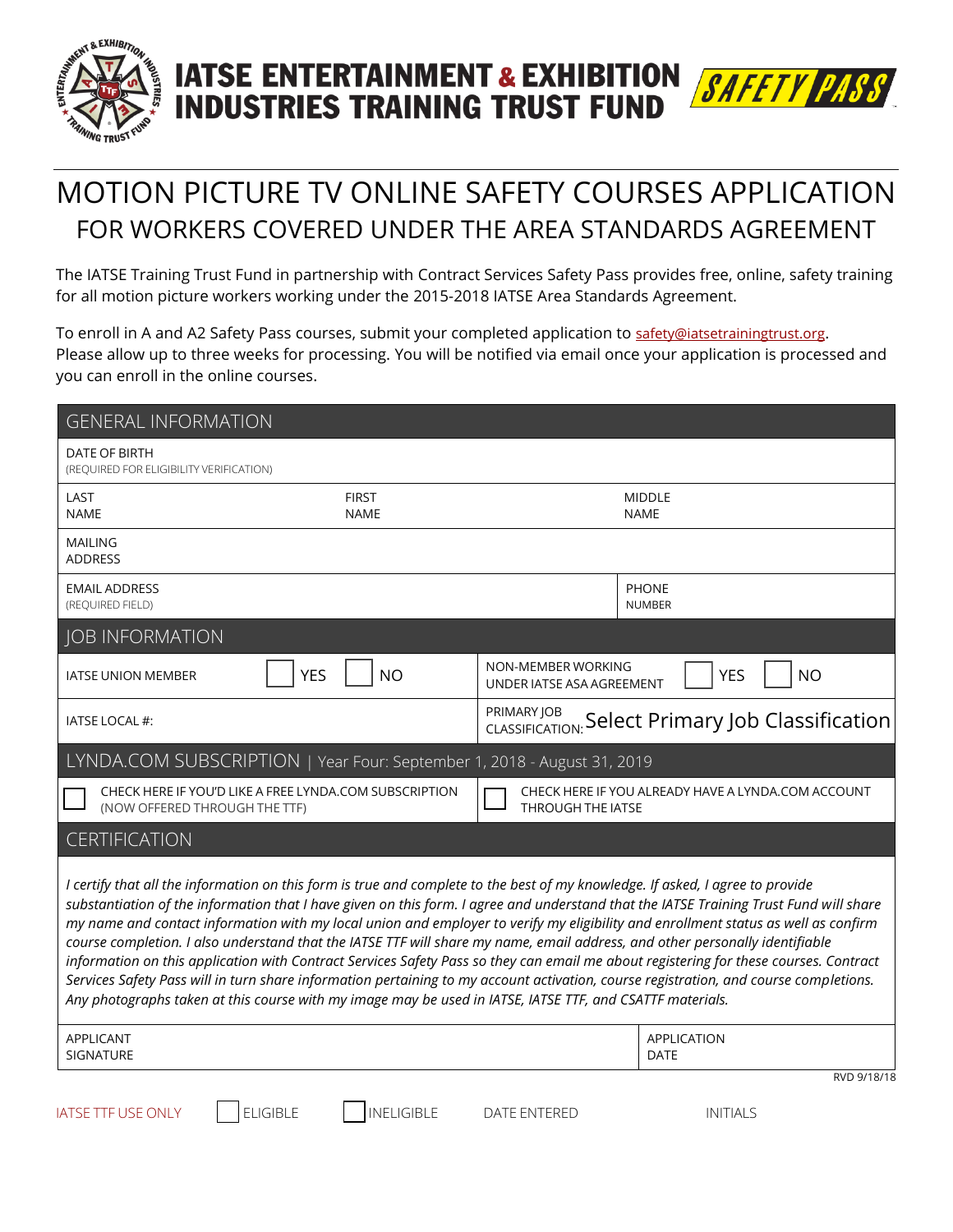**IATSE ENTERTAINMENT & EXHIBITION INDUSTRIES TRAINING TRUST FUND** — SAFETY PASS

# MOTION PICTURE TV ONLINE SAFETY COURSES APPLICATION

## FOR WORKERS COVERED UNDER THE AREA STANDARDS AGREEMENT

The IATSE Training Trust Fund in partnership with Contract Services Safety Pass provides free, online, safety training for all motion picture workers working under the 2015-2018 IATSE Area Standards Agreement.

To enroll in A and A2 Safety Pass courses, submit your completed application to safety@iatsetrainingtrust.org. Please allow up to three weeks for processing. You will be notified via email once your application is processed and you can enroll in the online courses.

### GENERAL INFORMATION

| | | |
|---|---|---|
| DATE OF BIRTH (REQUIRED FOR ELIGIBILITY VERIFICATION) | | |
| LAST NAME | FIRST NAME | MIDDLE NAME |
| MAILING ADDRESS | | |
| EMAIL ADDRESS (REQUIRED FIELD) | | PHONE NUMBER |

### JOB INFORMATION

| | |
|---|---|
| IATSE UNION MEMBER ☐ YES ☐ NO | NON-MEMBER WORKING UNDER IATSE ASA AGREEMENT ☐ YES ☐ NO |
| IATSE LOCAL #: | PRIMARY JOB CLASSIFICATION: Select Primary Job Classification |

### LYNDA.COM SUBSCRIPTION | Year Four: September 1, 2018 - August 31, 2019

| | |
|---|---|
| ☐ CHECK HERE IF YOU'D LIKE A FREE LYNDA.COM SUBSCRIPTION (NOW OFFERED THROUGH THE TTF) | ☐ CHECK HERE IF YOU ALREADY HAVE A LYNDA.COM ACCOUNT THROUGH THE IATSE |

### CERTIFICATION

*I certify that all the information on this form is true and complete to the best of my knowledge. If asked, I agree to provide substantiation of the information that I have given on this form. I agree and understand that the IATSE Training Trust Fund will share my name and contact information with my local union and employer to verify my eligibility and enrollment status as well as confirm course completion. I also understand that the IATSE TTF will share my name, email address, and other personally identifiable information on this application with Contract Services Safety Pass so they can email me about registering for these courses. Contract Services Safety Pass will in turn share information pertaining to my account activation, course registration, and course completions. Any photographs taken at this course with my image may be used in IATSE, IATSE TTF, and CSATTF materials.*

| | |
|---|---|
| APPLICANT SIGNATURE | APPLICATION DATE |

RVD 9/18/18

IATSE TTF USE ONLY ☐ ELIGIBLE ☐ INELIGIBLE DATE ENTERED INITIALS